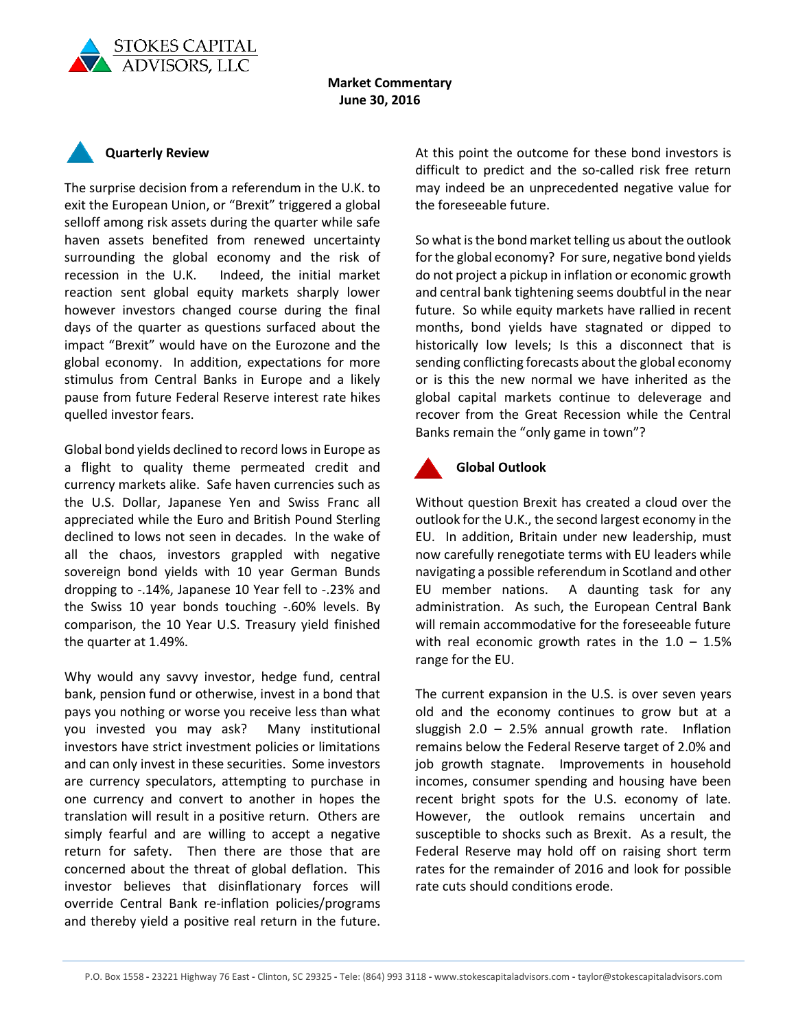STOKES CAPITAL ADVISORS, LLC

**Market Commentary**
**June 30, 2016**

## Quarterly Review

The surprise decision from a referendum in the U.K. to exit the European Union, or "Brexit" triggered a global selloff among risk assets during the quarter while safe haven assets benefited from renewed uncertainty surrounding the global economy and the risk of recession in the U.K. Indeed, the initial market reaction sent global equity markets sharply lower however investors changed course during the final days of the quarter as questions surfaced about the impact "Brexit" would have on the Eurozone and the global economy. In addition, expectations for more stimulus from Central Banks in Europe and a likely pause from future Federal Reserve interest rate hikes quelled investor fears.

Global bond yields declined to record lows in Europe as a flight to quality theme permeated credit and currency markets alike. Safe haven currencies such as the U.S. Dollar, Japanese Yen and Swiss Franc all appreciated while the Euro and British Pound Sterling declined to lows not seen in decades. In the wake of all the chaos, investors grappled with negative sovereign bond yields with 10 year German Bunds dropping to -.14%, Japanese 10 Year fell to -.23% and the Swiss 10 year bonds touching -.60% levels. By comparison, the 10 Year U.S. Treasury yield finished the quarter at 1.49%.

Why would any savvy investor, hedge fund, central bank, pension fund or otherwise, invest in a bond that pays you nothing or worse you receive less than what you invested you may ask? Many institutional investors have strict investment policies or limitations and can only invest in these securities. Some investors are currency speculators, attempting to purchase in one currency and convert to another in hopes the translation will result in a positive return. Others are simply fearful and are willing to accept a negative return for safety. Then there are those that are concerned about the threat of global deflation. This investor believes that disinflationary forces will override Central Bank re-inflation policies/programs and thereby yield a positive real return in the future. At this point the outcome for these bond investors is difficult to predict and the so-called risk free return may indeed be an unprecedented negative value for the foreseeable future.

So what is the bond market telling us about the outlook for the global economy? For sure, negative bond yields do not project a pickup in inflation or economic growth and central bank tightening seems doubtful in the near future. So while equity markets have rallied in recent months, bond yields have stagnated or dipped to historically low levels; Is this a disconnect that is sending conflicting forecasts about the global economy or is this the new normal we have inherited as the global capital markets continue to deleverage and recover from the Great Recession while the Central Banks remain the "only game in town"?

## Global Outlook

Without question Brexit has created a cloud over the outlook for the U.K., the second largest economy in the EU. In addition, Britain under new leadership, must now carefully renegotiate terms with EU leaders while navigating a possible referendum in Scotland and other EU member nations. A daunting task for any administration. As such, the European Central Bank will remain accommodative for the foreseeable future with real economic growth rates in the 1.0 – 1.5% range for the EU.

The current expansion in the U.S. is over seven years old and the economy continues to grow but at a sluggish 2.0 – 2.5% annual growth rate. Inflation remains below the Federal Reserve target of 2.0% and job growth stagnate. Improvements in household incomes, consumer spending and housing have been recent bright spots for the U.S. economy of late. However, the outlook remains uncertain and susceptible to shocks such as Brexit. As a result, the Federal Reserve may hold off on raising short term rates for the remainder of 2016 and look for possible rate cuts should conditions erode.

P.O. Box 1558 - 23221 Highway 76 East - Clinton, SC 29325 - Tele: (864) 993 3118 - www.stokescapitaladvisors.com - taylor@stokescapitaladvisors.com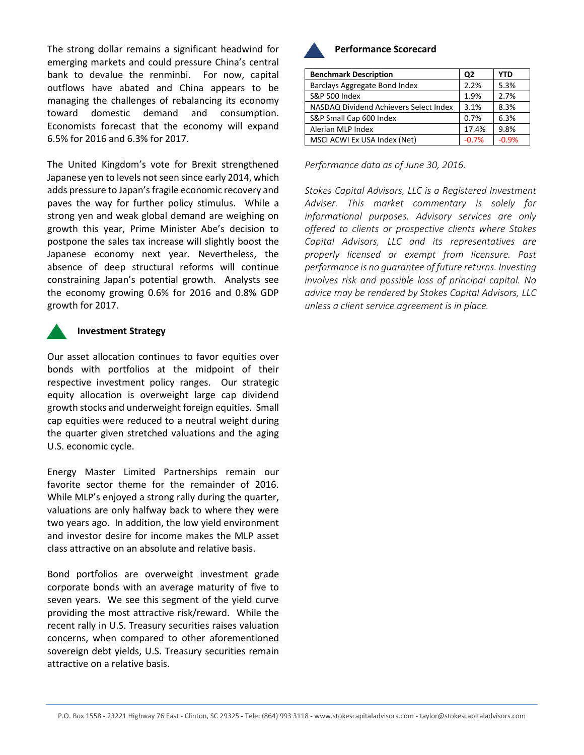The strong dollar remains a significant headwind for emerging markets and could pressure China's central bank to devalue the renminbi. For now, capital outflows have abated and China appears to be managing the challenges of rebalancing its economy toward domestic demand and consumption. Economists forecast that the economy will expand 6.5% for 2016 and 6.3% for 2017.

The United Kingdom's vote for Brexit strengthened Japanese yen to levels not seen since early 2014, which adds pressure to Japan's fragile economic recovery and paves the way for further policy stimulus. While a strong yen and weak global demand are weighing on growth this year, Prime Minister Abe's decision to postpone the sales tax increase will slightly boost the Japanese economy next year. Nevertheless, the absence of deep structural reforms will continue constraining Japan's potential growth. Analysts see the economy growing 0.6% for 2016 and 0.8% GDP growth for 2017.

## Investment Strategy

Our asset allocation continues to favor equities over bonds with portfolios at the midpoint of their respective investment policy ranges. Our strategic equity allocation is overweight large cap dividend growth stocks and underweight foreign equities. Small cap equities were reduced to a neutral weight during the quarter given stretched valuations and the aging U.S. economic cycle.

Energy Master Limited Partnerships remain our favorite sector theme for the remainder of 2016. While MLP's enjoyed a strong rally during the quarter, valuations are only halfway back to where they were two years ago. In addition, the low yield environment and investor desire for income makes the MLP asset class attractive on an absolute and relative basis.

Bond portfolios are overweight investment grade corporate bonds with an average maturity of five to seven years. We see this segment of the yield curve providing the most attractive risk/reward. While the recent rally in U.S. Treasury securities raises valuation concerns, when compared to other aforementioned sovereign debt yields, U.S. Treasury securities remain attractive on a relative basis.

## Performance Scorecard

| Benchmark Description | Q2 | YTD |
|---|---|---|
| Barclays Aggregate Bond Index | 2.2% | 5.3% |
| S&P 500 Index | 1.9% | 2.7% |
| NASDAQ Dividend Achievers Select Index | 3.1% | 8.3% |
| S&P Small Cap 600 Index | 0.7% | 6.3% |
| Alerian MLP Index | 17.4% | 9.8% |
| MSCI ACWI Ex USA Index (Net) | -0.7% | -0.9% |

*Performance data as of June 30, 2016.*

*Stokes Capital Advisors, LLC is a Registered Investment Adviser. This market commentary is solely for informational purposes. Advisory services are only offered to clients or prospective clients where Stokes Capital Advisors, LLC and its representatives are properly licensed or exempt from licensure. Past performance is no guarantee of future returns. Investing involves risk and possible loss of principal capital. No advice may be rendered by Stokes Capital Advisors, LLC unless a client service agreement is in place.*